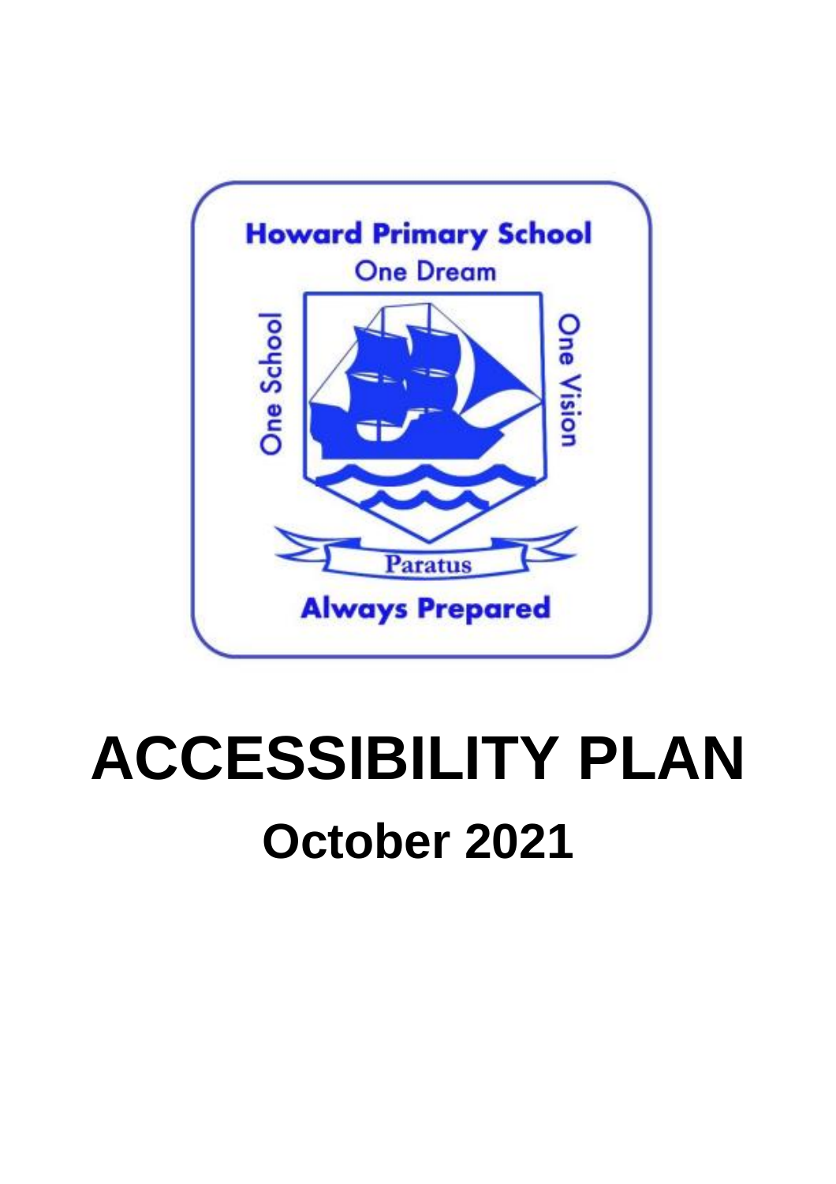Howard Primary School

One Dream

One School

One Vision

Paratus

Always Prepared

# ACCESSIBILITY PLAN

## October 2021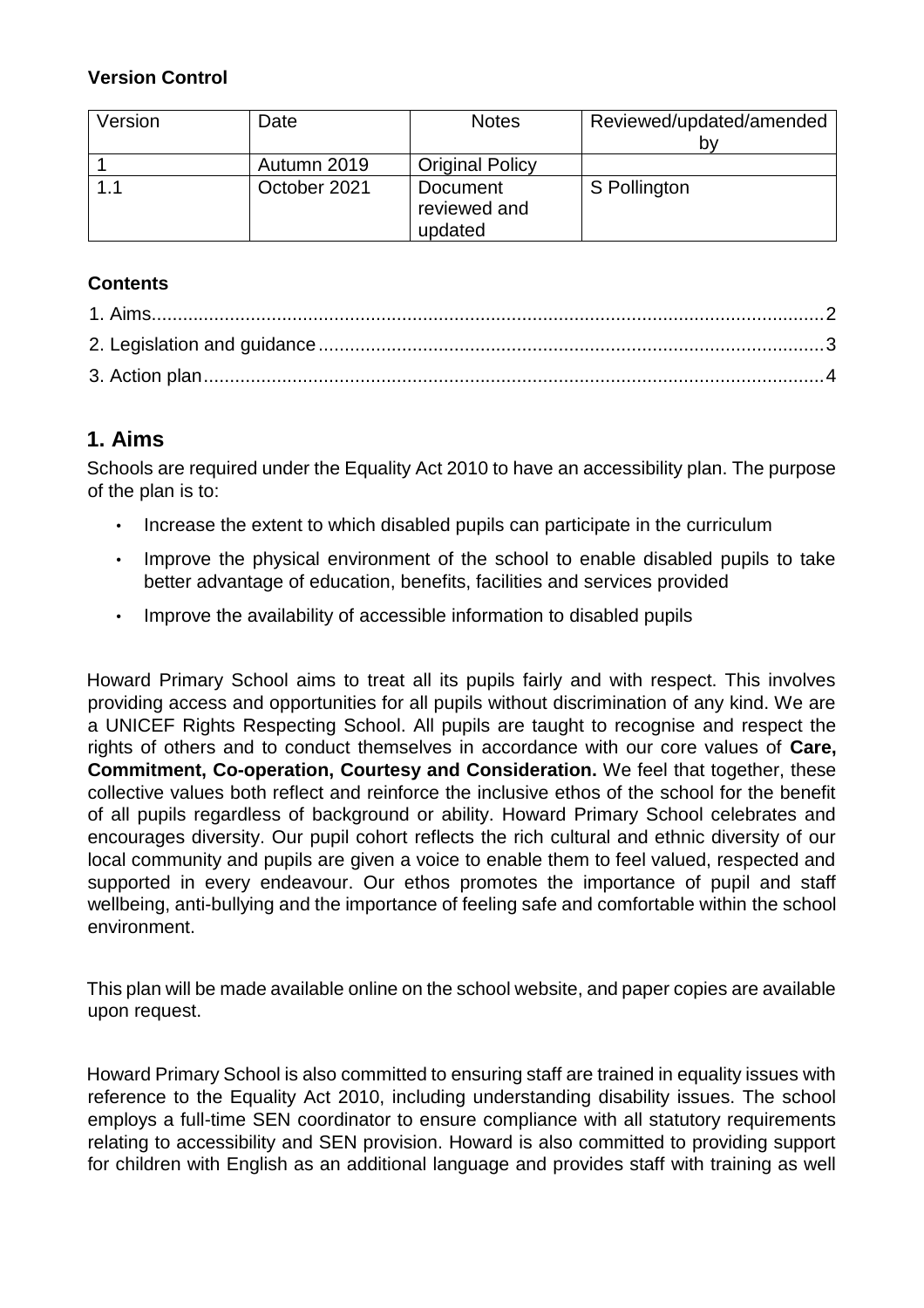**Version Control**

| Version | Date | Notes | Reviewed/updated/amended by |
|---|---|---|---|
| 1 | Autumn 2019 | Original Policy | |
| 1.1 | October 2021 | Document reviewed and updated | S Pollington |

**Contents**

1. Aims....................................................................................................................2
2. Legislation and guidance....................................................................................3
3. Action plan.........................................................................................................4

## 1. Aims

Schools are required under the Equality Act 2010 to have an accessibility plan. The purpose of the plan is to:

- Increase the extent to which disabled pupils can participate in the curriculum
- Improve the physical environment of the school to enable disabled pupils to take better advantage of education, benefits, facilities and services provided
- Improve the availability of accessible information to disabled pupils

Howard Primary School aims to treat all its pupils fairly and with respect. This involves providing access and opportunities for all pupils without discrimination of any kind. We are a UNICEF Rights Respecting School. All pupils are taught to recognise and respect the rights of others and to conduct themselves in accordance with our core values of **Care, Commitment, Co-operation, Courtesy and Consideration.** We feel that together, these collective values both reflect and reinforce the inclusive ethos of the school for the benefit of all pupils regardless of background or ability. Howard Primary School celebrates and encourages diversity. Our pupil cohort reflects the rich cultural and ethnic diversity of our local community and pupils are given a voice to enable them to feel valued, respected and supported in every endeavour. Our ethos promotes the importance of pupil and staff wellbeing, anti-bullying and the importance of feeling safe and comfortable within the school environment.

This plan will be made available online on the school website, and paper copies are available upon request.

Howard Primary School is also committed to ensuring staff are trained in equality issues with reference to the Equality Act 2010, including understanding disability issues. The school employs a full-time SEN coordinator to ensure compliance with all statutory requirements relating to accessibility and SEN provision. Howard is also committed to providing support for children with English as an additional language and provides staff with training as well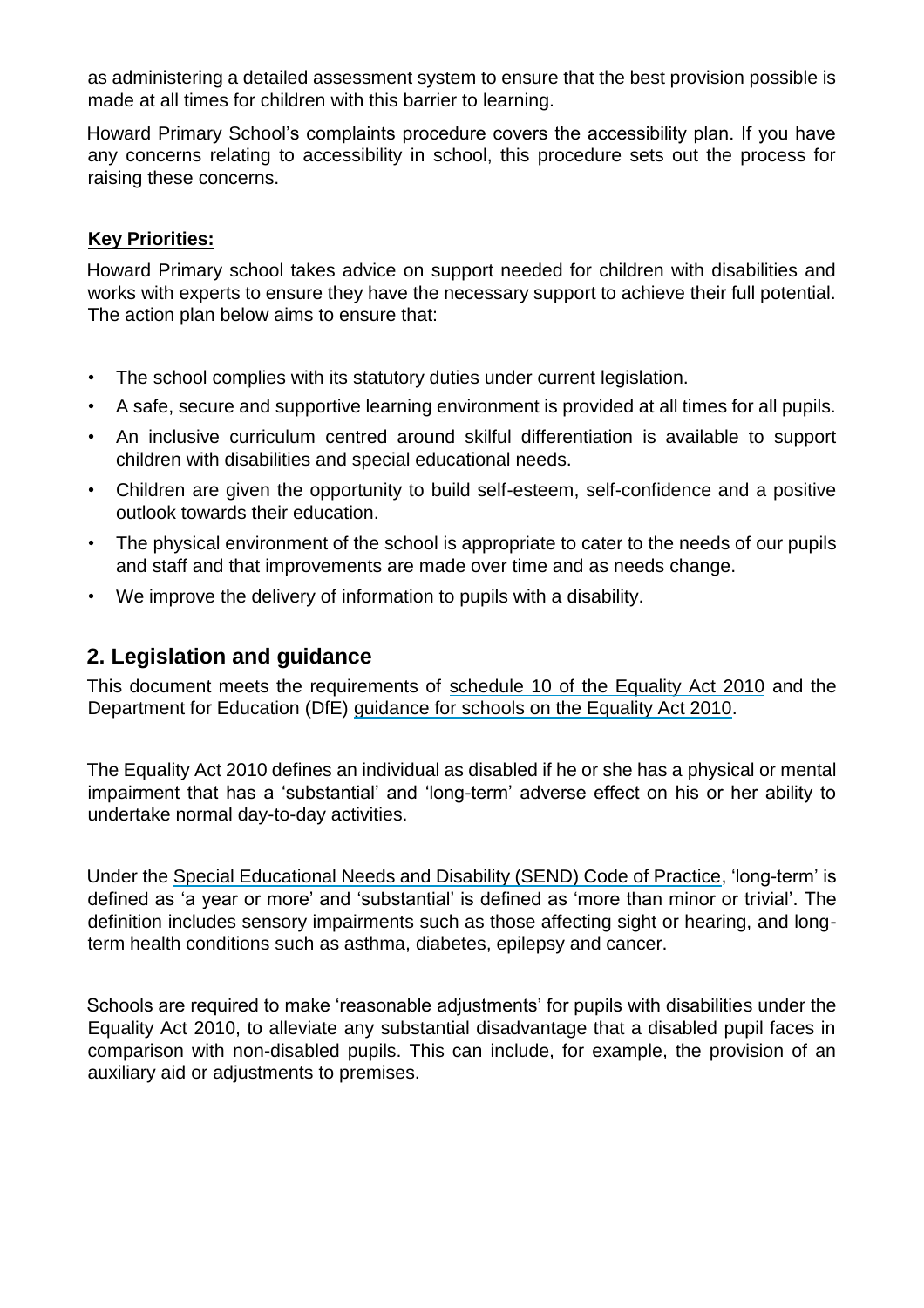as administering a detailed assessment system to ensure that the best provision possible is made at all times for children with this barrier to learning.

Howard Primary School's complaints procedure covers the accessibility plan. If you have any concerns relating to accessibility in school, this procedure sets out the process for raising these concerns.

**Key Priorities:**

Howard Primary school takes advice on support needed for children with disabilities and works with experts to ensure they have the necessary support to achieve their full potential. The action plan below aims to ensure that:

- The school complies with its statutory duties under current legislation.
- A safe, secure and supportive learning environment is provided at all times for all pupils.
- An inclusive curriculum centred around skilful differentiation is available to support children with disabilities and special educational needs.
- Children are given the opportunity to build self-esteem, self-confidence and a positive outlook towards their education.
- The physical environment of the school is appropriate to cater to the needs of our pupils and staff and that improvements are made over time and as needs change.
- We improve the delivery of information to pupils with a disability.

## 2. Legislation and guidance

This document meets the requirements of schedule 10 of the Equality Act 2010 and the Department for Education (DfE) guidance for schools on the Equality Act 2010.

The Equality Act 2010 defines an individual as disabled if he or she has a physical or mental impairment that has a 'substantial' and 'long-term' adverse effect on his or her ability to undertake normal day-to-day activities.

Under the Special Educational Needs and Disability (SEND) Code of Practice, 'long-term' is defined as 'a year or more' and 'substantial' is defined as 'more than minor or trivial'. The definition includes sensory impairments such as those affecting sight or hearing, and long-term health conditions such as asthma, diabetes, epilepsy and cancer.

Schools are required to make 'reasonable adjustments' for pupils with disabilities under the Equality Act 2010, to alleviate any substantial disadvantage that a disabled pupil faces in comparison with non-disabled pupils. This can include, for example, the provision of an auxiliary aid or adjustments to premises.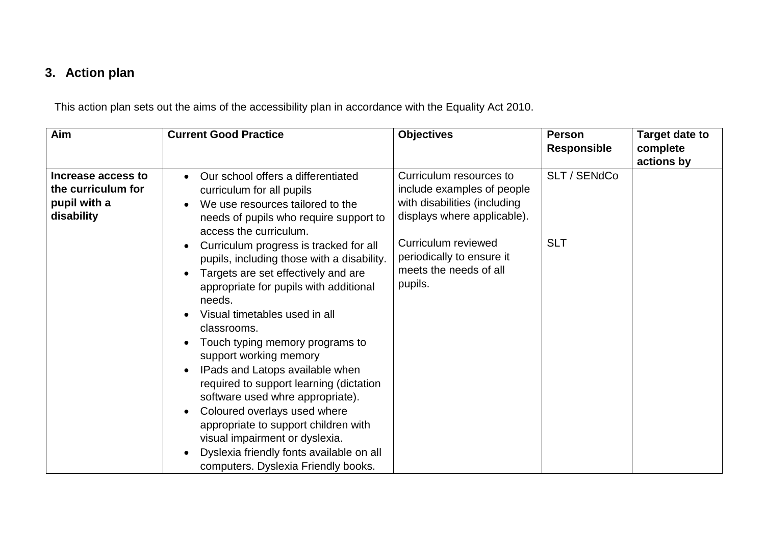## 3. Action plan

This action plan sets out the aims of the accessibility plan in accordance with the Equality Act 2010.

| Aim | Current Good Practice | Objectives | Person Responsible | Target date to complete actions by |
|---|---|---|---|---|
| **Increase access to the curriculum for pupil with a disability** | • Our school offers a differentiated curriculum for all pupils<br>• We use resources tailored to the needs of pupils who require support to access the curriculum.<br>• Curriculum progress is tracked for all pupils, including those with a disability.<br>• Targets are set effectively and are appropriate for pupils with additional needs.<br>• Visual timetables used in all classrooms.<br>• Touch typing memory programs to support working memory<br>• IPads and Latops available when required to support learning (dictation software used whre appropriate).<br>• Coloured overlays used where appropriate to support children with visual impairment or dyslexia.<br>• Dyslexia friendly fonts available on all computers. Dyslexia Friendly books. | Curriculum resources to include examples of people with disabilities (including displays where applicable).<br><br>Curriculum reviewed periodically to ensure it meets the needs of all pupils. | SLT / SENdCo<br><br><br><br>SLT | |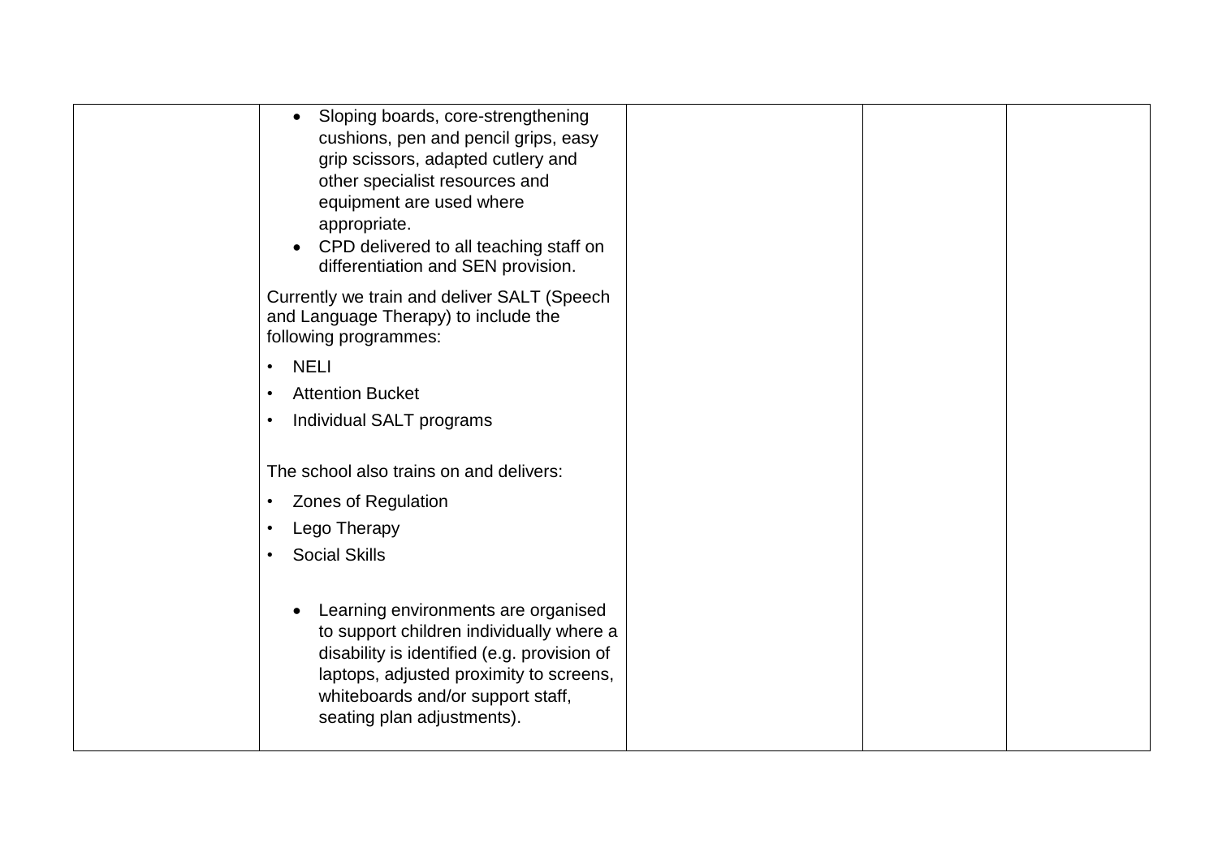|  |  |  |  |  |
|---|---|---|---|---|
|  | • Sloping boards, core-strengthening cushions, pen and pencil grips, easy grip scissors, adapted cutlery and other specialist resources and equipment are used where appropriate.<br>• CPD delivered to all teaching staff on differentiation and SEN provision.<br><br>Currently we train and deliver SALT (Speech and Language Therapy) to include the following programmes:<br><br>• NELI<br>• Attention Bucket<br>• Individual SALT programs<br><br>The school also trains on and delivers:<br><br>• Zones of Regulation<br>• Lego Therapy<br>• Social Skills<br><br>• Learning environments are organised to support children individually where a disability is identified (e.g. provision of laptops, adjusted proximity to screens, whiteboards and/or support staff, seating plan adjustments). |  |  |  |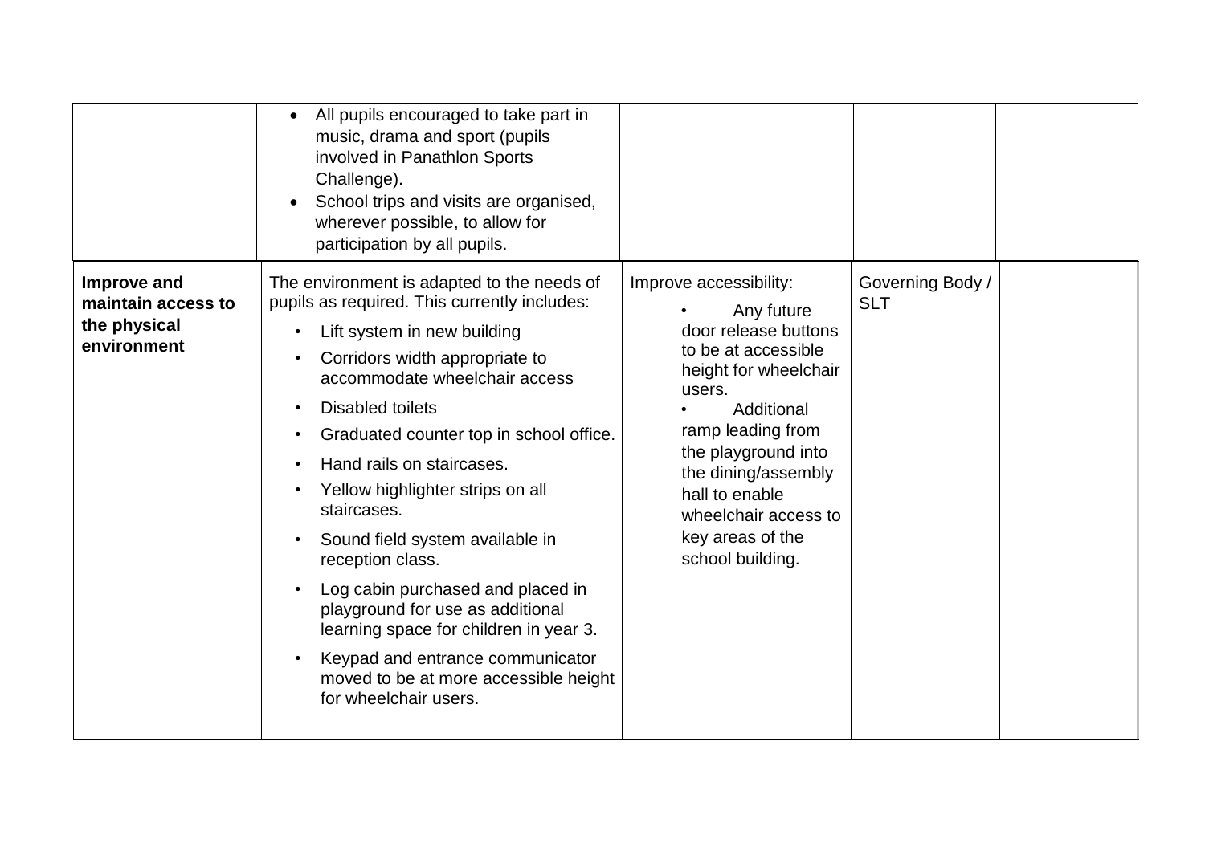| | | | | |
|---|---|---|---|---|
| | • All pupils encouraged to take part in music, drama and sport (pupils involved in Panathlon Sports Challenge).<br>• School trips and visits are organised, wherever possible, to allow for participation by all pupils. | | | |
| **Improve and maintain access to the physical environment** | The environment is adapted to the needs of pupils as required. This currently includes:<br>• Lift system in new building<br>• Corridors width appropriate to accommodate wheelchair access<br>• Disabled toilets<br>• Graduated counter top in school office.<br>• Hand rails on staircases.<br>• Yellow highlighter strips on all staircases.<br>• Sound field system available in reception class.<br>• Log cabin purchased and placed in playground for use as additional learning space for children in year 3.<br>• Keypad and entrance communicator moved to be at more accessible height for wheelchair users. | Improve accessibility:<br>• Any future door release buttons to be at accessible height for wheelchair users.<br>• Additional ramp leading from the playground into the dining/assembly hall to enable wheelchair access to key areas of the school building. | Governing Body / SLT | |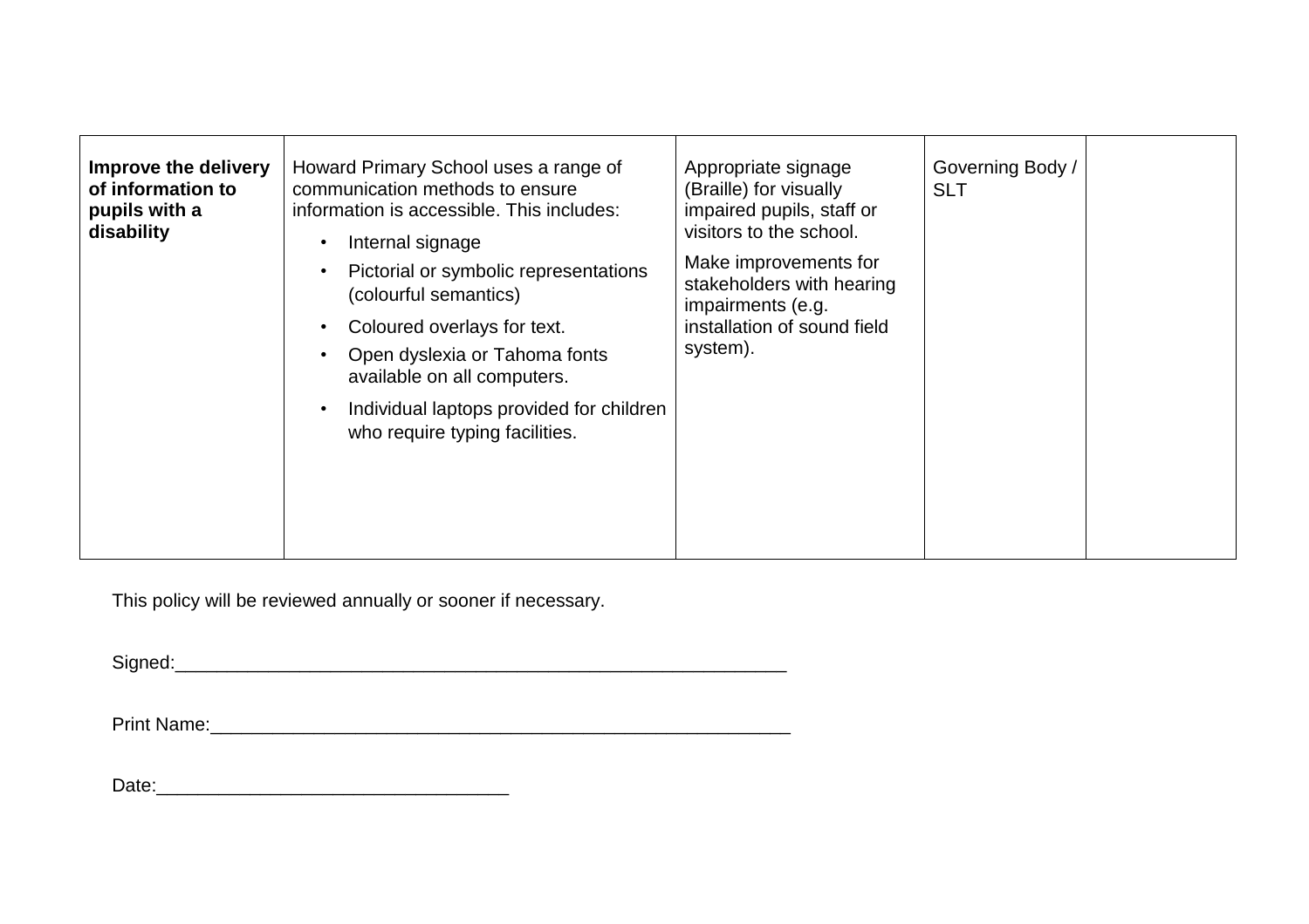| | | | | |
|---|---|---|---|---|
| **Improve the delivery of information to pupils with a disability** | Howard Primary School uses a range of communication methods to ensure information is accessible. This includes:<br>• Internal signage<br>• Pictorial or symbolic representations (colourful semantics)<br>• Coloured overlays for text.<br>• Open dyslexia or Tahoma fonts available on all computers.<br>• Individual laptops provided for children who require typing facilities. | Appropriate signage (Braille) for visually impaired pupils, staff or visitors to the school.<br>Make improvements for stakeholders with hearing impairments (e.g. installation of sound field system). | Governing Body / SLT | |

This policy will be reviewed annually or sooner if necessary.

Signed:____________________________________________________________

Print Name:_________________________________________________________

Date:__________________________________